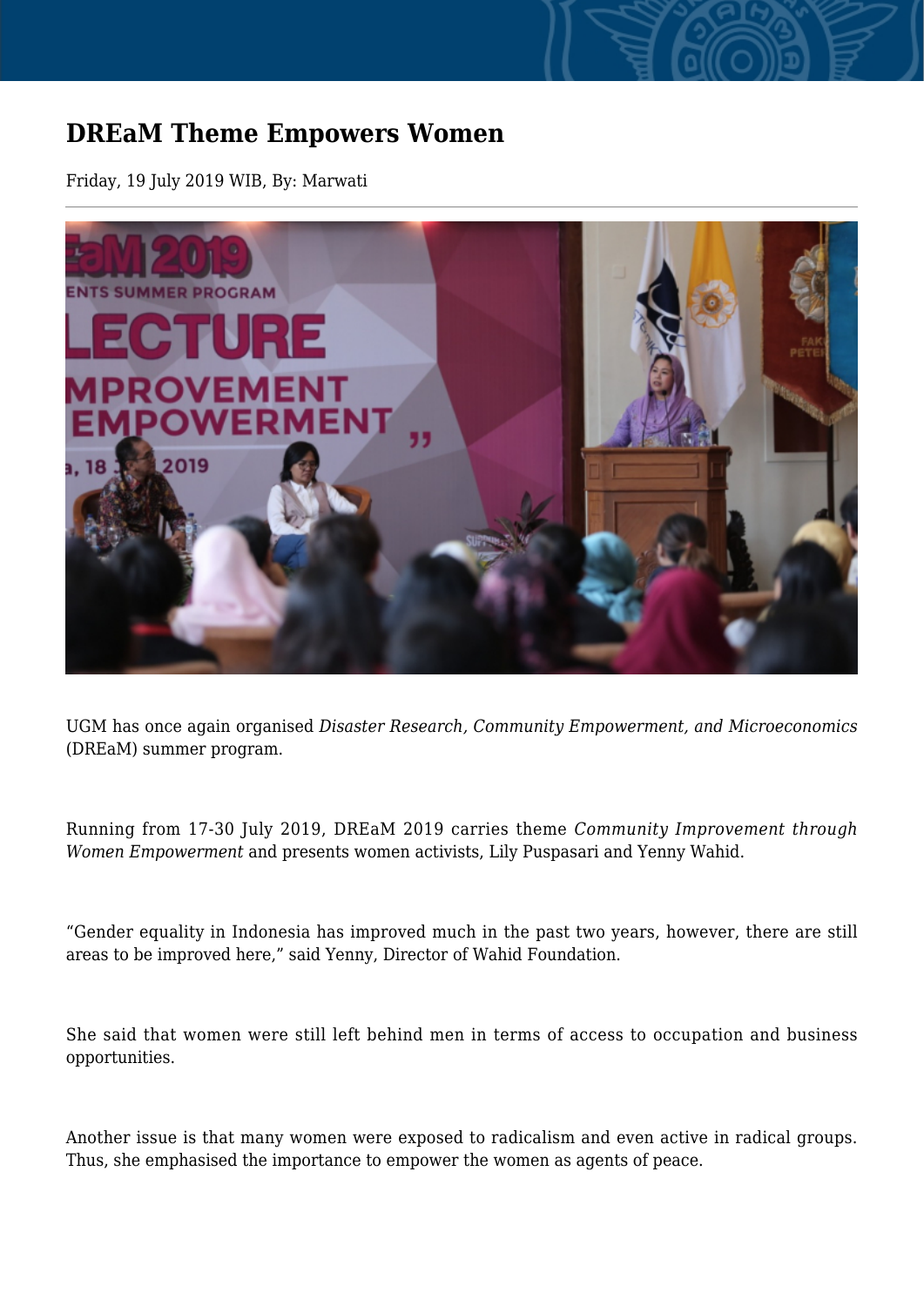# DREaM Theme Empowers Women

Friday, 19 July 2019 WIB, By: Marwati

UGM has once again organised *Disaster Research, Community Empowerment, and Microeconomics* (DREaM) summer program.

Running from 17-30 July 2019, DREaM 2019 carries theme *Community Improvement through Women Empowerment* and presents women activists, Lily Puspasari and Yenny Wahid.

“Gender equality in Indonesia has improved much in the past two years, however, there are still areas to be improved here,” said Yenny, Director of Wahid Foundation.

She said that women were still left behind men in terms of access to occupation and business opportunities.

Another issue is that many women were exposed to radicalism and even active in radical groups. Thus, she emphasised the importance to empower the women as agents of peace.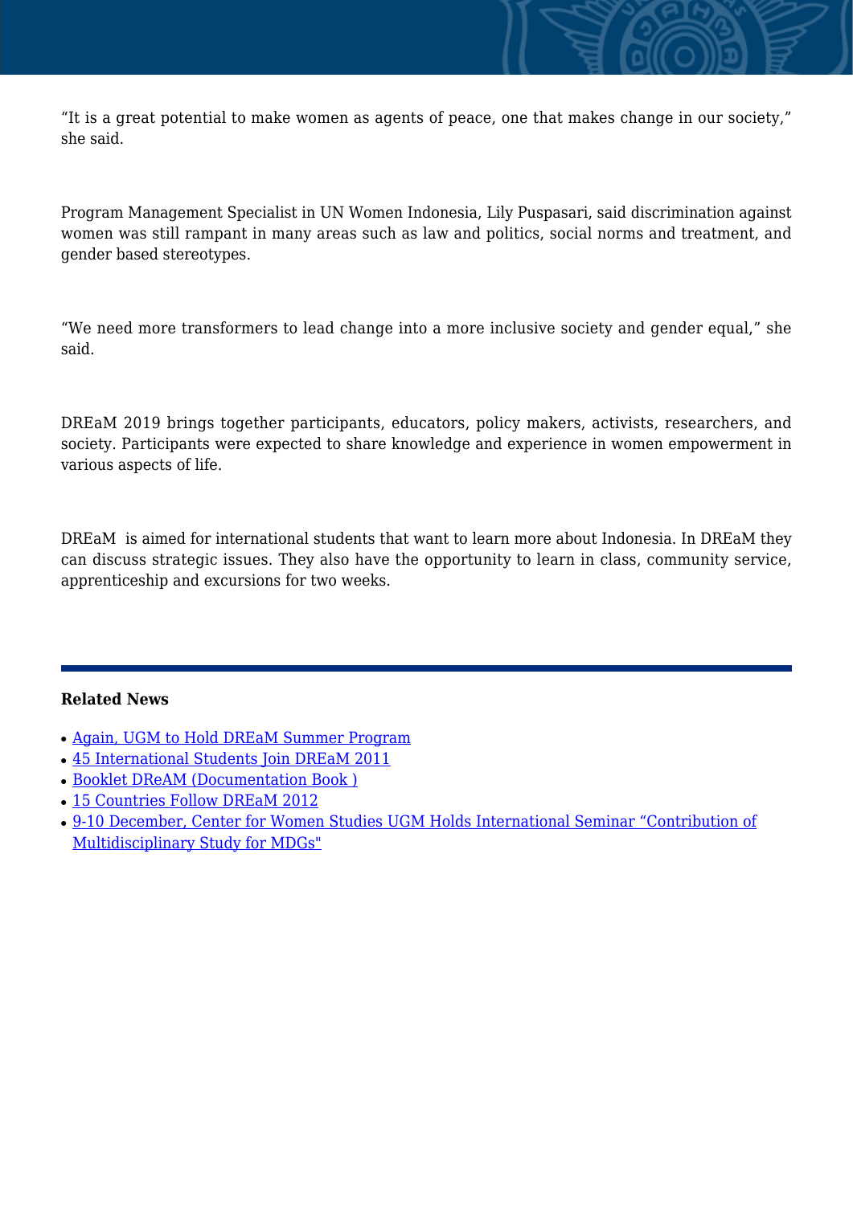"It is a great potential to make women as agents of peace, one that makes change in our society," she said.

Program Management Specialist in UN Women Indonesia, Lily Puspasari, said discrimination against women was still rampant in many areas such as law and politics, social norms and treatment, and gender based stereotypes.

"We need more transformers to lead change into a more inclusive society and gender equal," she said.

DREaM 2019 brings together participants, educators, policy makers, activists, researchers, and society. Participants were expected to share knowledge and experience in women empowerment in various aspects of life.

DREaM  is aimed for international students that want to learn more about Indonesia. In DREaM they can discuss strategic issues. They also have the opportunity to learn in class, community service, apprenticeship and excursions for two weeks.

---

**Related News**

- Again, UGM to Hold DREaM Summer Program
- 45 International Students Join DREaM 2011
- Booklet DReAM (Documentation Book )
- 15 Countries Follow DREaM 2012
- 9-10 December, Center for Women Studies UGM Holds International Seminar "Contribution of Multidisciplinary Study for MDGs"